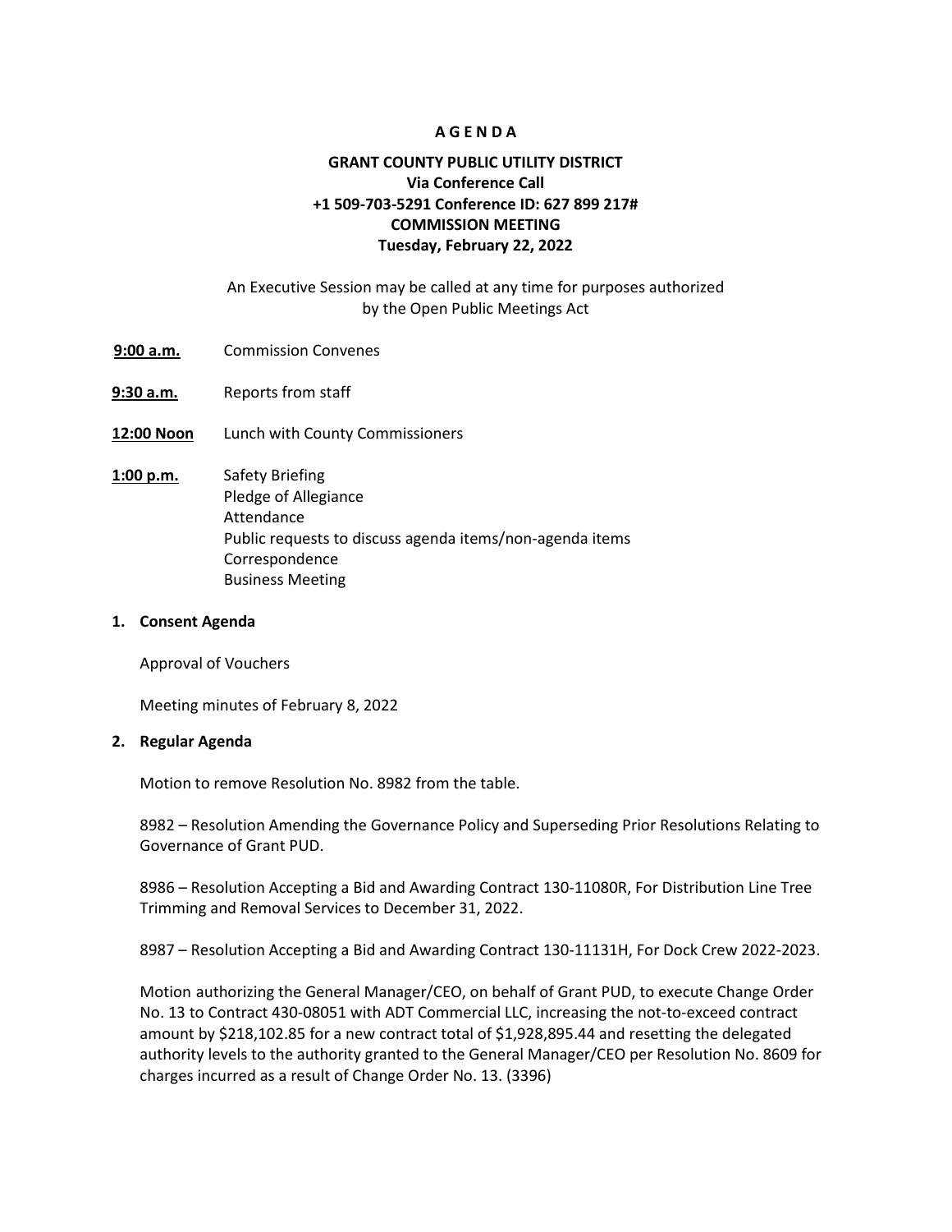# A G E N D A

## GRANT COUNTY PUBLIC UTILITY DISTRICT
## Via Conference Call
## +1 509-703-5291 Conference ID: 627 899 217#
## COMMISSION MEETING
## Tuesday, February 22, 2022

An Executive Session may be called at any time for purposes authorized by the Open Public Meetings Act

**9:00 a.m.** Commission Convenes

**9:30 a.m.** Reports from staff

**12:00 Noon** Lunch with County Commissioners

**1:00 p.m.** Safety Briefing
Pledge of Allegiance
Attendance
Public requests to discuss agenda items/non-agenda items
Correspondence
Business Meeting

**1. Consent Agenda**

Approval of Vouchers

Meeting minutes of February 8, 2022

**2. Regular Agenda**

Motion to remove Resolution No. 8982 from the table.

8982 – Resolution Amending the Governance Policy and Superseding Prior Resolutions Relating to Governance of Grant PUD.

8986 – Resolution Accepting a Bid and Awarding Contract 130-11080R, For Distribution Line Tree Trimming and Removal Services to December 31, 2022.

8987 – Resolution Accepting a Bid and Awarding Contract 130-11131H, For Dock Crew 2022-2023.

Motion authorizing the General Manager/CEO, on behalf of Grant PUD, to execute Change Order No. 13 to Contract 430-08051 with ADT Commercial LLC, increasing the not-to-exceed contract amount by $218,102.85 for a new contract total of $1,928,895.44 and resetting the delegated authority levels to the authority granted to the General Manager/CEO per Resolution No. 8609 for charges incurred as a result of Change Order No. 13. (3396)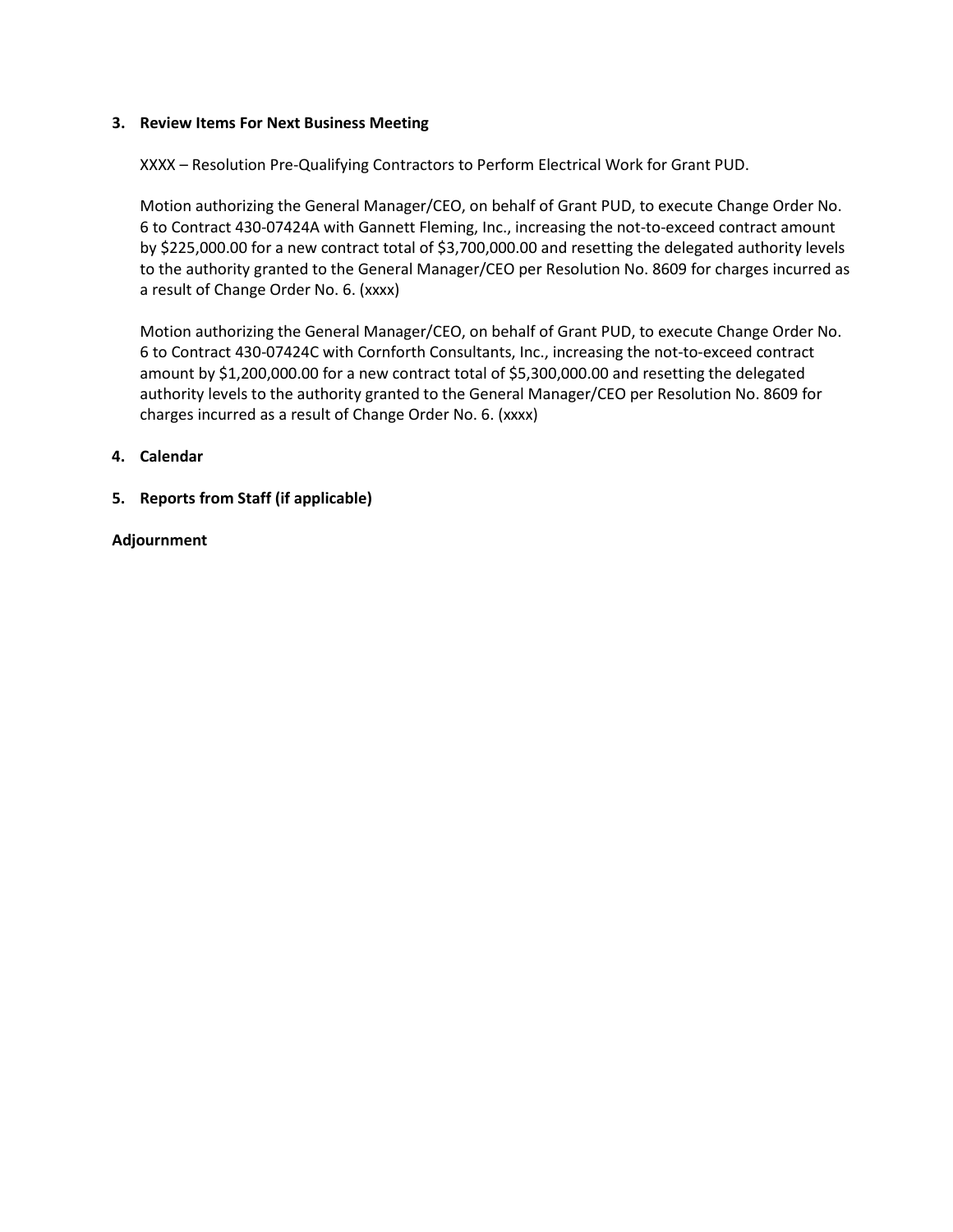3. **Review Items For Next Business Meeting**

   XXXX – Resolution Pre-Qualifying Contractors to Perform Electrical Work for Grant PUD.

   Motion authorizing the General Manager/CEO, on behalf of Grant PUD, to execute Change Order No. 6 to Contract 430-07424A with Gannett Fleming, Inc., increasing the not-to-exceed contract amount by $225,000.00 for a new contract total of $3,700,000.00 and resetting the delegated authority levels to the authority granted to the General Manager/CEO per Resolution No. 8609 for charges incurred as a result of Change Order No. 6. (xxxx)

   Motion authorizing the General Manager/CEO, on behalf of Grant PUD, to execute Change Order No. 6 to Contract 430-07424C with Cornforth Consultants, Inc., increasing the not-to-exceed contract amount by $1,200,000.00 for a new contract total of $5,300,000.00 and resetting the delegated authority levels to the authority granted to the General Manager/CEO per Resolution No. 8609 for charges incurred as a result of Change Order No. 6. (xxxx)

4. **Calendar**

5. **Reports from Staff (if applicable)**

**Adjournment**